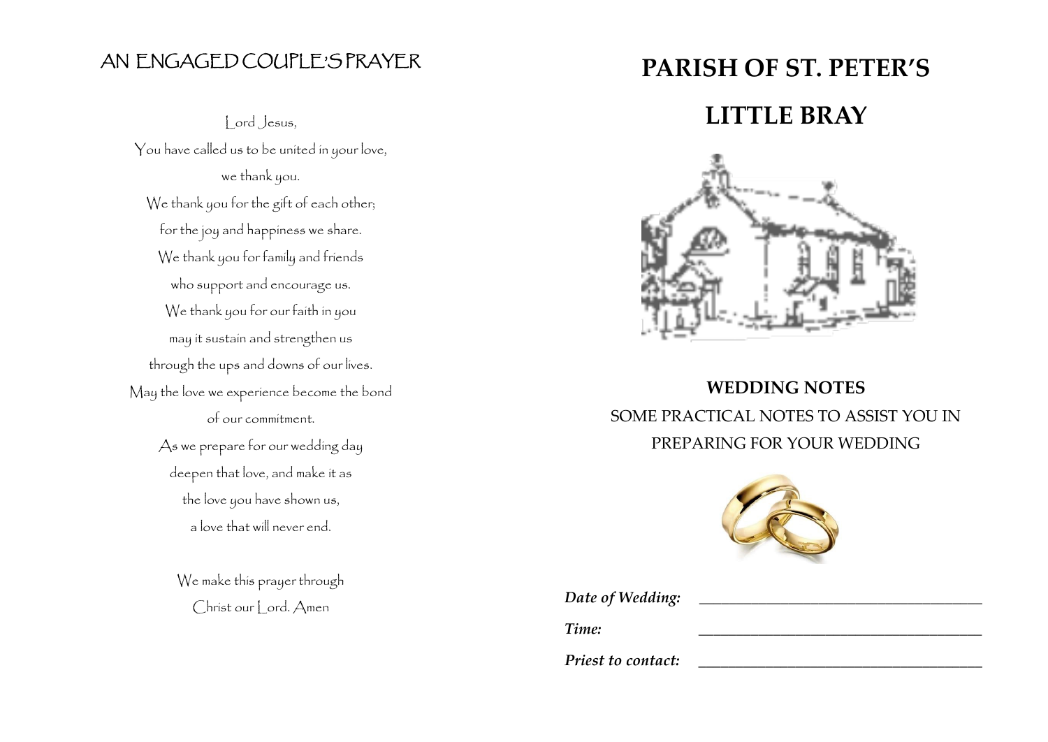## AN ENGAGED COUPLE'S PRAYER

Lord Jesus,
You have called us to be united in your love,
we thank you.
We thank you for the gift of each other;
for the joy and happiness we share.
We thank you for family and friends
who support and encourage us.
We thank you for our faith in you
may it sustain and strengthen us
through the ups and downs of our lives.
May the love we experience become the bond
of our commitment.
As we prepare for our wedding day
deepen that love, and make it as
the love you have shown us,
a love that will never end.

We make this prayer through
Christ our Lord. Amen

# PARISH OF ST. PETER'S

# LITTLE BRAY

## WEDDING NOTES

SOME PRACTICAL NOTES TO ASSIST YOU IN PREPARING FOR YOUR WEDDING

***Date of Wedding:*** ______________________________

***Time:*** ______________________________

***Priest to contact:*** ______________________________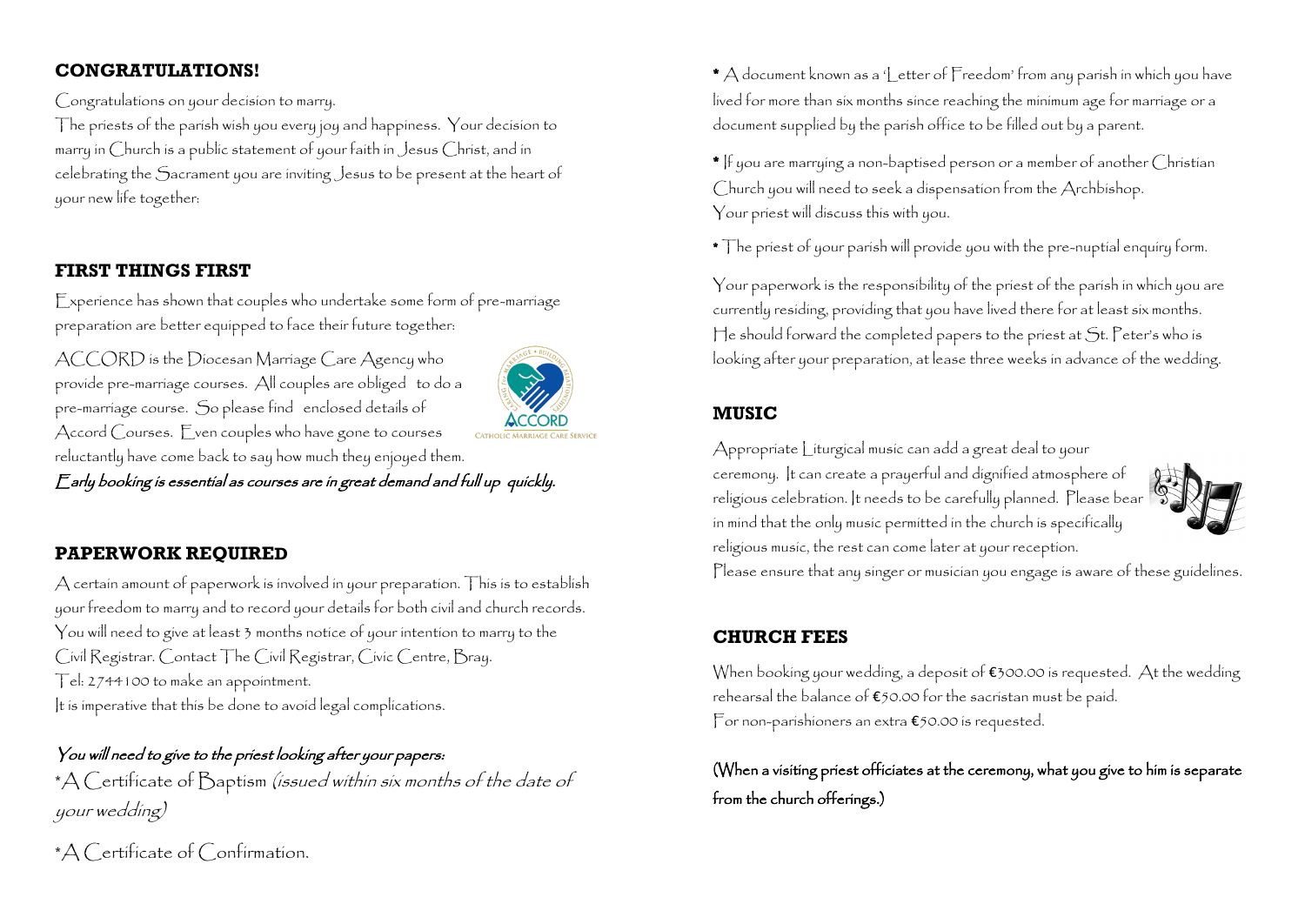## CONGRATULATIONS!

Congratulations on your decision to marry.

The priests of the parish wish you every joy and happiness. Your decision to marry in Church is a public statement of your faith in Jesus Christ, and in celebrating the Sacrament you are inviting Jesus to be present at the heart of your new life together.

## FIRST THINGS FIRST

Experience has shown that couples who undertake some form of pre-marriage preparation are better equipped to face their future together.

ACCORD is the Diocesan Marriage Care Agency who provide pre-marriage courses. All couples are obliged to do a pre-marriage course. So please find enclosed details of Accord Courses. Even couples who have gone to courses reluctantly have come back to say how much they enjoyed them.

***Early booking is essential as courses are in great demand and full up quickly.***

## PAPERWORK REQUIRED

A certain amount of paperwork is involved in your preparation. This is to establish your freedom to marry and to record your details for both civil and church records. You will need to give at least 3 months notice of your intention to marry to the Civil Registrar. Contact The Civil Registrar, Civic Centre, Bray.
Tel: 2744100 to make an appointment.
It is imperative that this be done to avoid legal complications.

***You will need to give to the priest looking after your papers:***

*A Certificate of Baptism *(issued within six months of the date of your wedding)*

*A Certificate of Confirmation.

* A document known as a 'Letter of Freedom' from any parish in which you have lived for more than six months since reaching the minimum age for marriage or a document supplied by the parish office to be filled out by a parent.

* If you are marrying a non-baptised person or a member of another Christian Church you will need to seek a dispensation from the Archbishop.
Your priest will discuss this with you.

* The priest of your parish will provide you with the pre-nuptial enquiry form.

Your paperwork is the responsibility of the priest of the parish in which you are currently residing, providing that you have lived there for at least six months. He should forward the completed papers to the priest at St. Peter's who is looking after your preparation, at lease three weeks in advance of the wedding.

## MUSIC

Appropriate Liturgical music can add a great deal to your ceremony. It can create a prayerful and dignified atmosphere of religious celebration. It needs to be carefully planned. Please bear in mind that the only music permitted in the church is specifically religious music, the rest can come later at your reception.
Please ensure that any singer or musician you engage is aware of these guidelines.

## CHURCH FEES

When booking your wedding, a deposit of €300.00 is requested. At the wedding rehearsal the balance of €50.00 for the sacristan must be paid.
For non-parishioners an extra €50.00 is requested.

(When a visiting priest officiates at the ceremony, what you give to him is separate from the church offerings.)